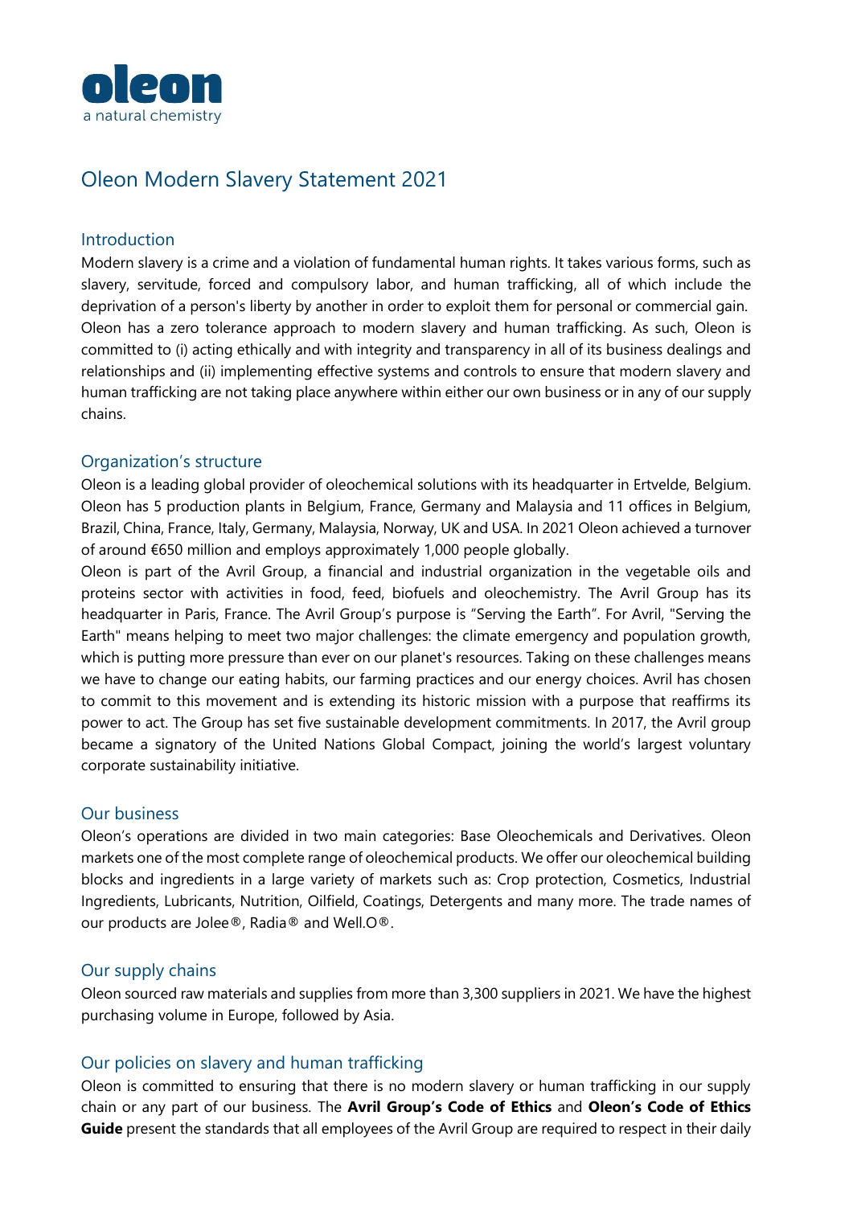oleon
a natural chemistry

# Oleon Modern Slavery Statement 2021

## Introduction

Modern slavery is a crime and a violation of fundamental human rights. It takes various forms, such as slavery, servitude, forced and compulsory labor, and human trafficking, all of which include the deprivation of a person's liberty by another in order to exploit them for personal or commercial gain. Oleon has a zero tolerance approach to modern slavery and human trafficking. As such, Oleon is committed to (i) acting ethically and with integrity and transparency in all of its business dealings and relationships and (ii) implementing effective systems and controls to ensure that modern slavery and human trafficking are not taking place anywhere within either our own business or in any of our supply chains.

## Organization's structure

Oleon is a leading global provider of oleochemical solutions with its headquarter in Ertvelde, Belgium. Oleon has 5 production plants in Belgium, France, Germany and Malaysia and 11 offices in Belgium, Brazil, China, France, Italy, Germany, Malaysia, Norway, UK and USA. In 2021 Oleon achieved a turnover of around €650 million and employs approximately 1,000 people globally.

Oleon is part of the Avril Group, a financial and industrial organization in the vegetable oils and proteins sector with activities in food, feed, biofuels and oleochemistry. The Avril Group has its headquarter in Paris, France. The Avril Group's purpose is "Serving the Earth". For Avril, "Serving the Earth" means helping to meet two major challenges: the climate emergency and population growth, which is putting more pressure than ever on our planet's resources. Taking on these challenges means we have to change our eating habits, our farming practices and our energy choices. Avril has chosen to commit to this movement and is extending its historic mission with a purpose that reaffirms its power to act. The Group has set five sustainable development commitments. In 2017, the Avril group became a signatory of the United Nations Global Compact, joining the world's largest voluntary corporate sustainability initiative.

## Our business

Oleon's operations are divided in two main categories: Base Oleochemicals and Derivatives. Oleon markets one of the most complete range of oleochemical products. We offer our oleochemical building blocks and ingredients in a large variety of markets such as: Crop protection, Cosmetics, Industrial Ingredients, Lubricants, Nutrition, Oilfield, Coatings, Detergents and many more. The trade names of our products are Jolee®, Radia® and Well.O®.

## Our supply chains

Oleon sourced raw materials and supplies from more than 3,300 suppliers in 2021. We have the highest purchasing volume in Europe, followed by Asia.

## Our policies on slavery and human trafficking

Oleon is committed to ensuring that there is no modern slavery or human trafficking in our supply chain or any part of our business. The **Avril Group's Code of Ethics** and **Oleon's Code of Ethics Guide** present the standards that all employees of the Avril Group are required to respect in their daily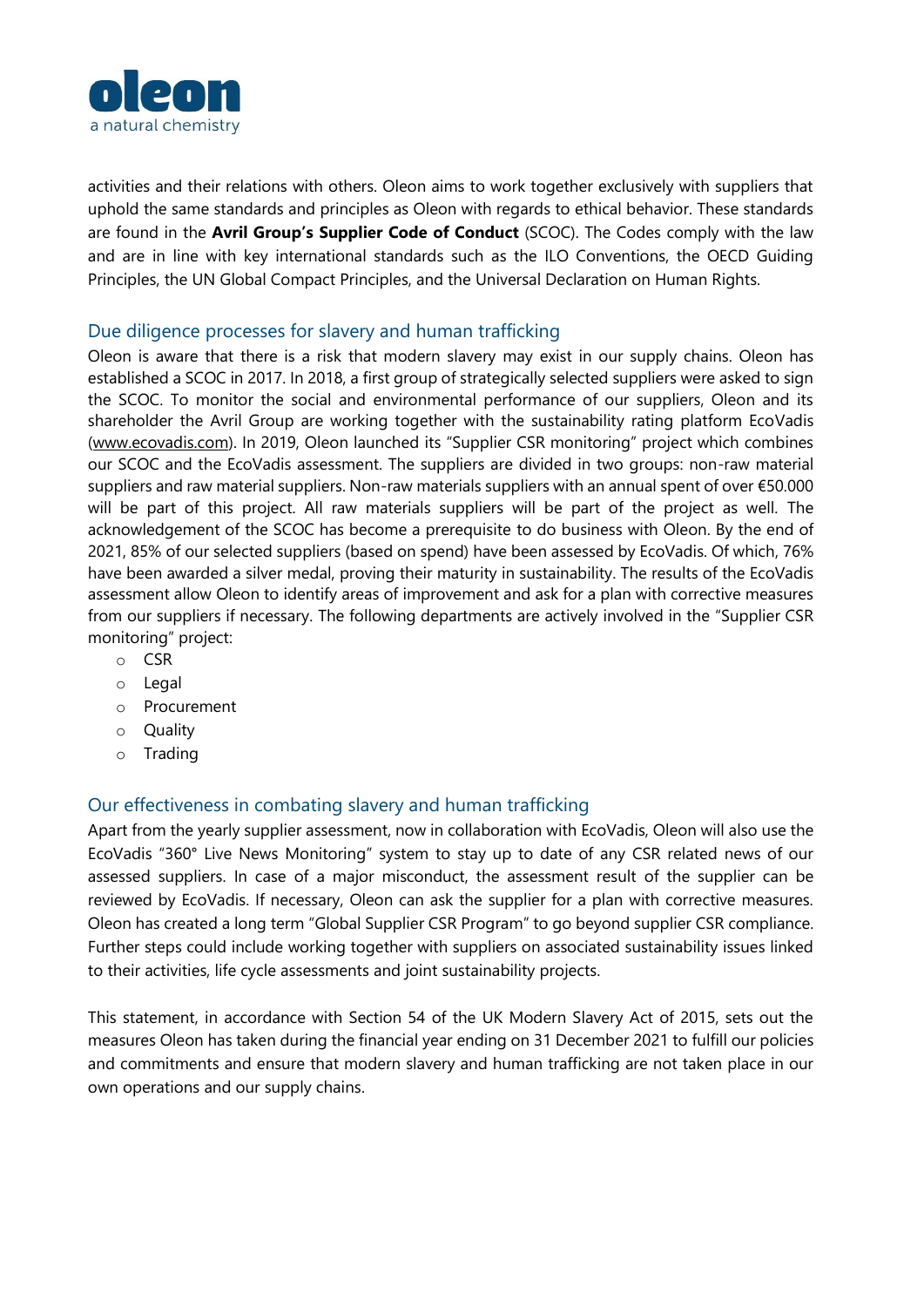activities and their relations with others. Oleon aims to work together exclusively with suppliers that uphold the same standards and principles as Oleon with regards to ethical behavior. These standards are found in the **Avril Group's Supplier Code of Conduct** (SCOC). The Codes comply with the law and are in line with key international standards such as the ILO Conventions, the OECD Guiding Principles, the UN Global Compact Principles, and the Universal Declaration on Human Rights.

## Due diligence processes for slavery and human trafficking

Oleon is aware that there is a risk that modern slavery may exist in our supply chains. Oleon has established a SCOC in 2017. In 2018, a first group of strategically selected suppliers were asked to sign the SCOC. To monitor the social and environmental performance of our suppliers, Oleon and its shareholder the Avril Group are working together with the sustainability rating platform EcoVadis (www.ecovadis.com). In 2019, Oleon launched its "Supplier CSR monitoring" project which combines our SCOC and the EcoVadis assessment. The suppliers are divided in two groups: non-raw material suppliers and raw material suppliers. Non-raw materials suppliers with an annual spent of over €50.000 will be part of this project. All raw materials suppliers will be part of the project as well. The acknowledgement of the SCOC has become a prerequisite to do business with Oleon. By the end of 2021, 85% of our selected suppliers (based on spend) have been assessed by EcoVadis. Of which, 76% have been awarded a silver medal, proving their maturity in sustainability. The results of the EcoVadis assessment allow Oleon to identify areas of improvement and ask for a plan with corrective measures from our suppliers if necessary. The following departments are actively involved in the "Supplier CSR monitoring" project:

- CSR
- Legal
- Procurement
- Quality
- Trading

## Our effectiveness in combating slavery and human trafficking

Apart from the yearly supplier assessment, now in collaboration with EcoVadis, Oleon will also use the EcoVadis "360° Live News Monitoring" system to stay up to date of any CSR related news of our assessed suppliers. In case of a major misconduct, the assessment result of the supplier can be reviewed by EcoVadis. If necessary, Oleon can ask the supplier for a plan with corrective measures. Oleon has created a long term "Global Supplier CSR Program" to go beyond supplier CSR compliance. Further steps could include working together with suppliers on associated sustainability issues linked to their activities, life cycle assessments and joint sustainability projects.

This statement, in accordance with Section 54 of the UK Modern Slavery Act of 2015, sets out the measures Oleon has taken during the financial year ending on 31 December 2021 to fulfill our policies and commitments and ensure that modern slavery and human trafficking are not taken place in our own operations and our supply chains.